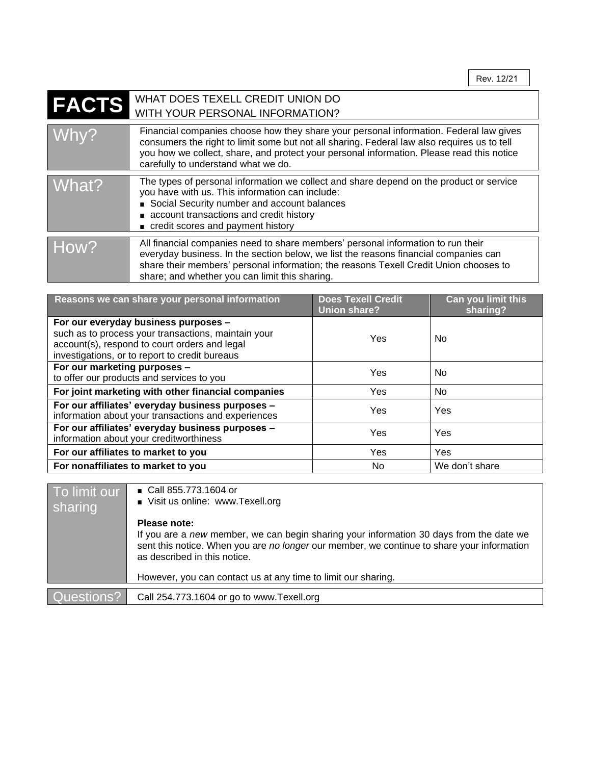Rev. 12/21

# FACTS — WHAT DOES TEXELL CREDIT UNION DO WITH YOUR PERSONAL INFORMATION?

| | |
|---|---|
| **Why?** | Financial companies choose how they share your personal information. Federal law gives consumers the right to limit some but not all sharing. Federal law also requires us to tell you how we collect, share, and protect your personal information. Please read this notice carefully to understand what we do. |
| **What?** | The types of personal information we collect and share depend on the product or service you have with us. This information can include:<br>■ Social Security number and account balances<br>■ account transactions and credit history<br>■ credit scores and payment history |
| **How?** | All financial companies need to share members' personal information to run their everyday business. In the section below, we list the reasons financial companies can share their members' personal information; the reasons Texell Credit Union chooses to share; and whether you can limit this sharing. |

| Reasons we can share your personal information | Does Texell Credit Union share? | Can you limit this sharing? |
|---|---|---|
| **For our everyday business purposes –** such as to process your transactions, maintain your account(s), respond to court orders and legal investigations, or to report to credit bureaus | Yes | No |
| **For our marketing purposes –** to offer our products and services to you | Yes | No |
| **For joint marketing with other financial companies** | Yes | No |
| **For our affiliates' everyday business purposes –** information about your transactions and experiences | Yes | Yes |
| **For our affiliates' everyday business purposes –** information about your creditworthiness | Yes | Yes |
| **For our affiliates to market to you** | Yes | Yes |
| **For nonaffiliates to market to you** | No | We don't share |

| | |
|---|---|
| **To limit our sharing** | ■ Call 855.773.1604 or<br>■ Visit us online: www.Texell.org<br><br>**Please note:**<br>If you are a *new* member, we can begin sharing your information 30 days from the date we sent this notice. When you are *no longer* our member, we continue to share your information as described in this notice.<br><br>However, you can contact us at any time to limit our sharing. |
| **Questions?** | Call 254.773.1604 or go to www.Texell.org |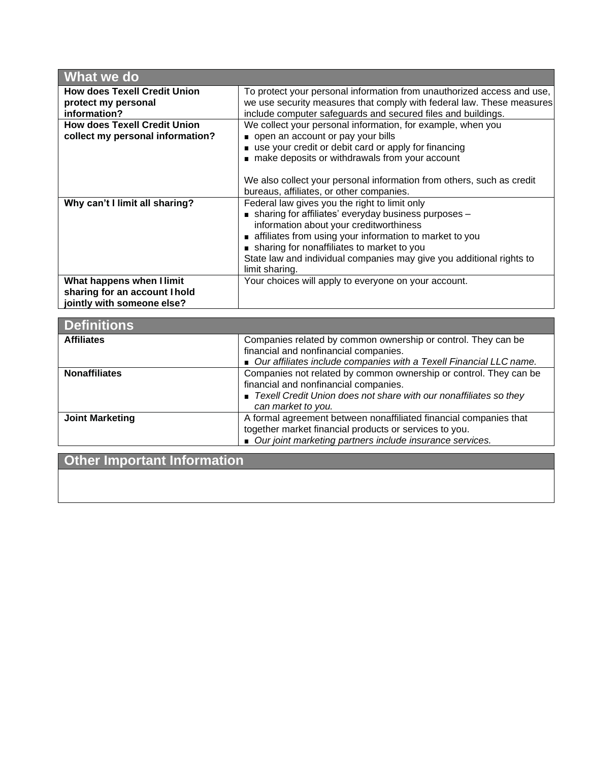| What we do | |
|---|---|
| **How does Texell Credit Union protect my personal information?** | To protect your personal information from unauthorized access and use, we use security measures that comply with federal law. These measures include computer safeguards and secured files and buildings. |
| **How does Texell Credit Union collect my personal information?** | We collect your personal information, for example, when you<br>■ open an account or pay your bills<br>■ use your credit or debit card or apply for financing<br>■ make deposits or withdrawals from your account<br><br>We also collect your personal information from others, such as credit bureaus, affiliates, or other companies. |
| **Why can't I limit all sharing?** | Federal law gives you the right to limit only<br>■ sharing for affiliates' everyday business purposes – information about your creditworthiness<br>■ affiliates from using your information to market to you<br>■ sharing for nonaffiliates to market to you<br>State law and individual companies may give you additional rights to limit sharing. |
| **What happens when I limit sharing for an account I hold jointly with someone else?** | Your choices will apply to everyone on your account. |

| Definitions | |
|---|---|
| **Affiliates** | Companies related by common ownership or control. They can be financial and nonfinancial companies.<br>■ *Our affiliates include companies with a Texell Financial LLC name.* |
| **Nonaffiliates** | Companies not related by common ownership or control. They can be financial and nonfinancial companies.<br>■ *Texell Credit Union does not share with our nonaffiliates so they can market to you.* |
| **Joint Marketing** | A formal agreement between nonaffiliated financial companies that together market financial products or services to you.<br>■ *Our joint marketing partners include insurance services.* |

| Other Important Information |
|---|
| |